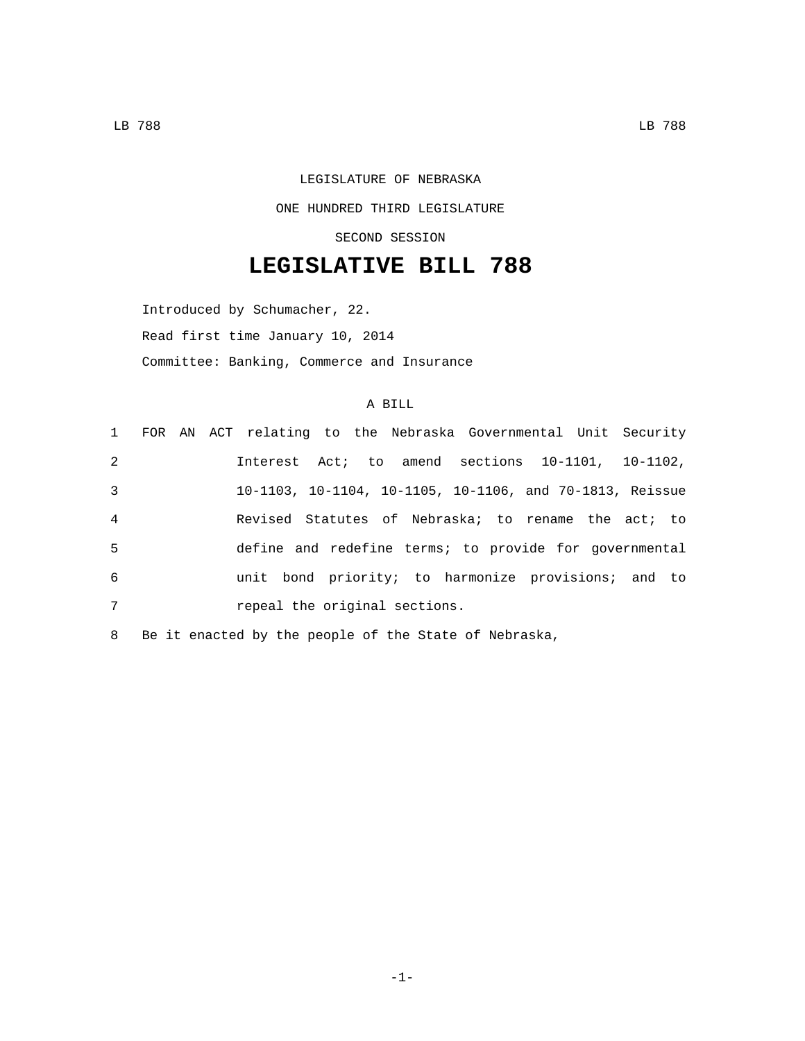LEGISLATURE OF NEBRASKA

ONE HUNDRED THIRD LEGISLATURE

SECOND SESSION

# LEGISLATIVE BILL 788

Introduced by Schumacher, 22.

Read first time January 10, 2014

Committee: Banking, Commerce and Insurance

A BILL

1 FOR AN ACT relating to the Nebraska Governmental Unit Security
2 Interest Act; to amend sections 10-1101, 10-1102,
3 10-1103, 10-1104, 10-1105, 10-1106, and 70-1813, Reissue
4 Revised Statutes of Nebraska; to rename the act; to
5 define and redefine terms; to provide for governmental
6 unit bond priority; to harmonize provisions; and to
7 repeal the original sections.

8 Be it enacted by the people of the State of Nebraska,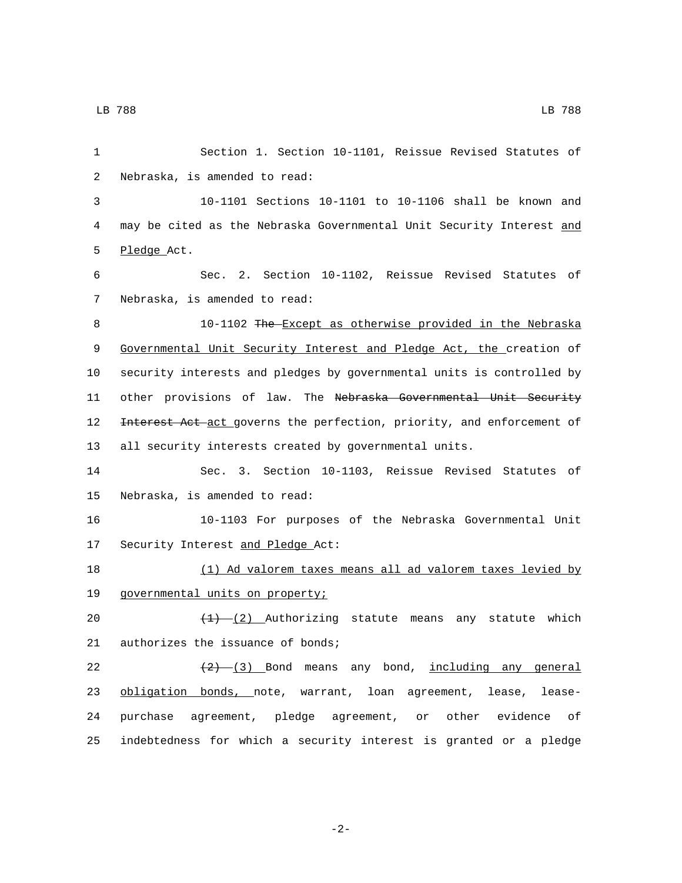Section 1. Section 10-1101, Reissue Revised Statutes of Nebraska, is amended to read:

10-1101 Sections 10-1101 to 10-1106 shall be known and may be cited as the Nebraska Governmental Unit Security Interest and Pledge Act.

Sec. 2. Section 10-1102, Reissue Revised Statutes of Nebraska, is amended to read:

10-1102 ~~The~~ Except as otherwise provided in the Nebraska Governmental Unit Security Interest and Pledge Act, the creation of security interests and pledges by governmental units is controlled by other provisions of law. The ~~Nebraska Governmental Unit Security Interest Act~~ act governs the perfection, priority, and enforcement of all security interests created by governmental units.

Sec. 3. Section 10-1103, Reissue Revised Statutes of Nebraska, is amended to read:

10-1103 For purposes of the Nebraska Governmental Unit Security Interest and Pledge Act:

(1) Ad valorem taxes means all ad valorem taxes levied by governmental units on property;

~~(1)~~ (2) Authorizing statute means any statute which authorizes the issuance of bonds;

~~(2)~~ (3) Bond means any bond, including any general obligation bonds, note, warrant, loan agreement, lease, lease-purchase agreement, pledge agreement, or other evidence of indebtedness for which a security interest is granted or a pledge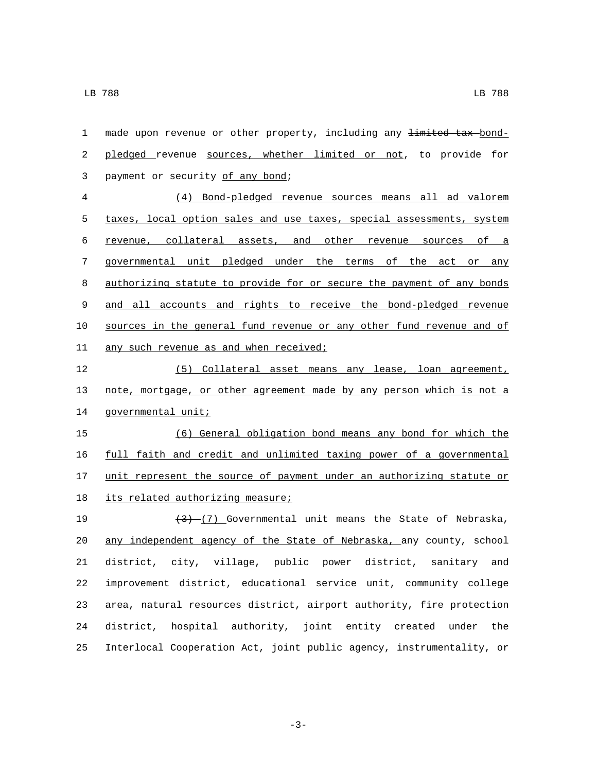made upon revenue or other property, including any ~~limited tax~~ bond-pledged revenue sources, whether limited or not, to provide for payment or security of any bond;

(4) Bond-pledged revenue sources means all ad valorem taxes, local option sales and use taxes, special assessments, system revenue, collateral assets, and other revenue sources of a governmental unit pledged under the terms of the act or any authorizing statute to provide for or secure the payment of any bonds and all accounts and rights to receive the bond-pledged revenue sources in the general fund revenue or any other fund revenue and of any such revenue as and when received;

(5) Collateral asset means any lease, loan agreement, note, mortgage, or other agreement made by any person which is not a governmental unit;

(6) General obligation bond means any bond for which the full faith and credit and unlimited taxing power of a governmental unit represent the source of payment under an authorizing statute or its related authorizing measure;

~~(3)~~ (7) Governmental unit means the State of Nebraska, any independent agency of the State of Nebraska, any county, school district, city, village, public power district, sanitary and improvement district, educational service unit, community college area, natural resources district, airport authority, fire protection district, hospital authority, joint entity created under the Interlocal Cooperation Act, joint public agency, instrumentality, or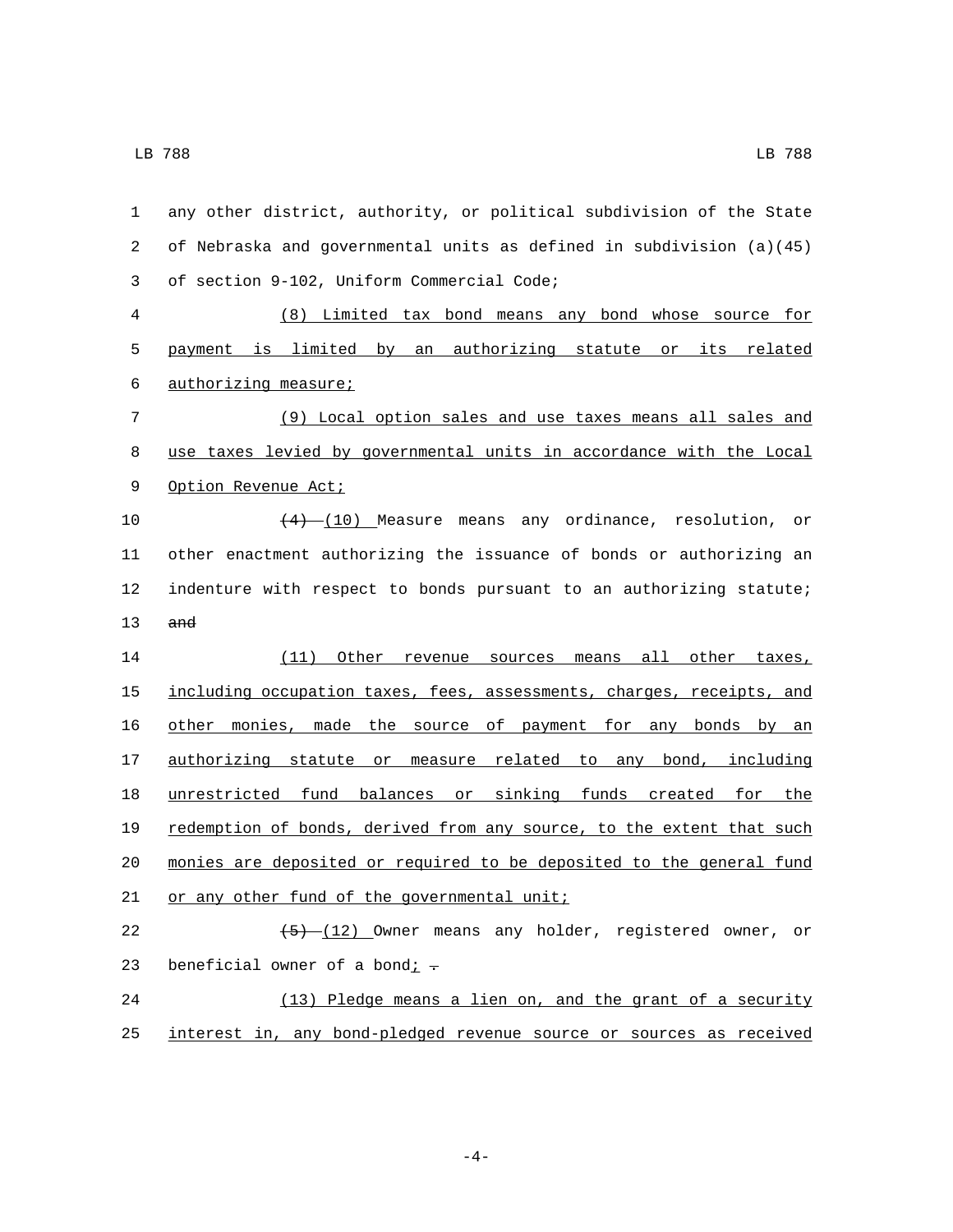any other district, authority, or political subdivision of the State of Nebraska and governmental units as defined in subdivision (a)(45) of section 9-102, Uniform Commercial Code;

<u>(8) Limited tax bond means any bond whose source for payment is limited by an authorizing statute or its related authorizing measure;</u>

<u>(9) Local option sales and use taxes means all sales and use taxes levied by governmental units in accordance with the Local Option Revenue Act;</u>

~~(4)~~ <u>(10)</u> Measure means any ordinance, resolution, or other enactment authorizing the issuance of bonds or authorizing an indenture with respect to bonds pursuant to an authorizing statute; ~~and~~

<u>(11) Other revenue sources means all other taxes, including occupation taxes, fees, assessments, charges, receipts, and other monies, made the source of payment for any bonds by an authorizing statute or measure related to any bond, including unrestricted fund balances or sinking funds created for the redemption of bonds, derived from any source, to the extent that such monies are deposited or required to be deposited to the general fund or any other fund of the governmental unit;</u>

~~(5)~~ <u>(12)</u> Owner means any holder, registered owner, or beneficial owner of a bond<u>;</u> ~~.~~

<u>(13) Pledge means a lien on, and the grant of a security interest in, any bond-pledged revenue source or sources as received</u>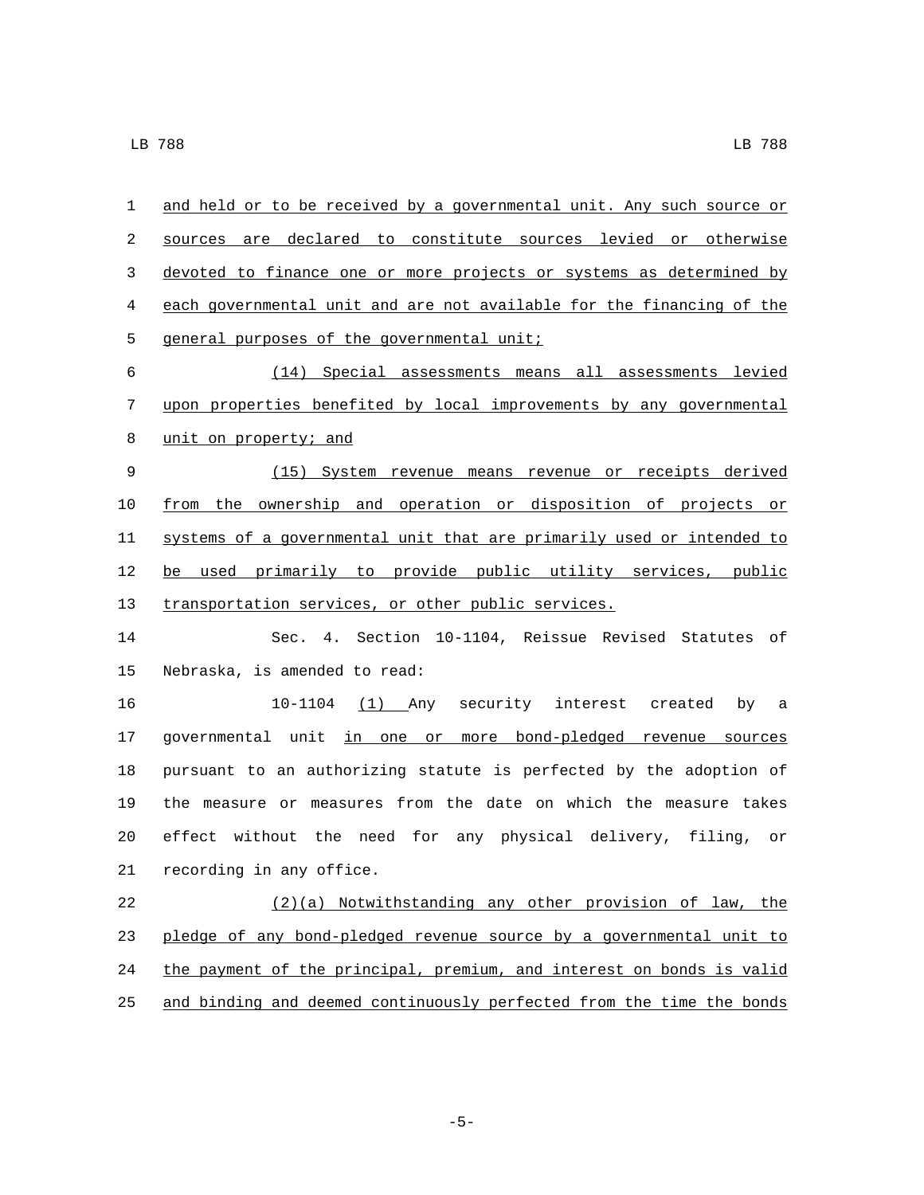and held or to be received by a governmental unit. Any such source or sources are declared to constitute sources levied or otherwise devoted to finance one or more projects or systems as determined by each governmental unit and are not available for the financing of the general purposes of the governmental unit;

(14) Special assessments means all assessments levied upon properties benefited by local improvements by any governmental unit on property; and

(15) System revenue means revenue or receipts derived from the ownership and operation or disposition of projects or systems of a governmental unit that are primarily used or intended to be used primarily to provide public utility services, public transportation services, or other public services.

Sec. 4. Section 10-1104, Reissue Revised Statutes of Nebraska, is amended to read:

10-1104 (1) Any security interest created by a governmental unit in one or more bond-pledged revenue sources pursuant to an authorizing statute is perfected by the adoption of the measure or measures from the date on which the measure takes effect without the need for any physical delivery, filing, or recording in any office.

(2)(a) Notwithstanding any other provision of law, the pledge of any bond-pledged revenue source by a governmental unit to the payment of the principal, premium, and interest on bonds is valid and binding and deemed continuously perfected from the time the bonds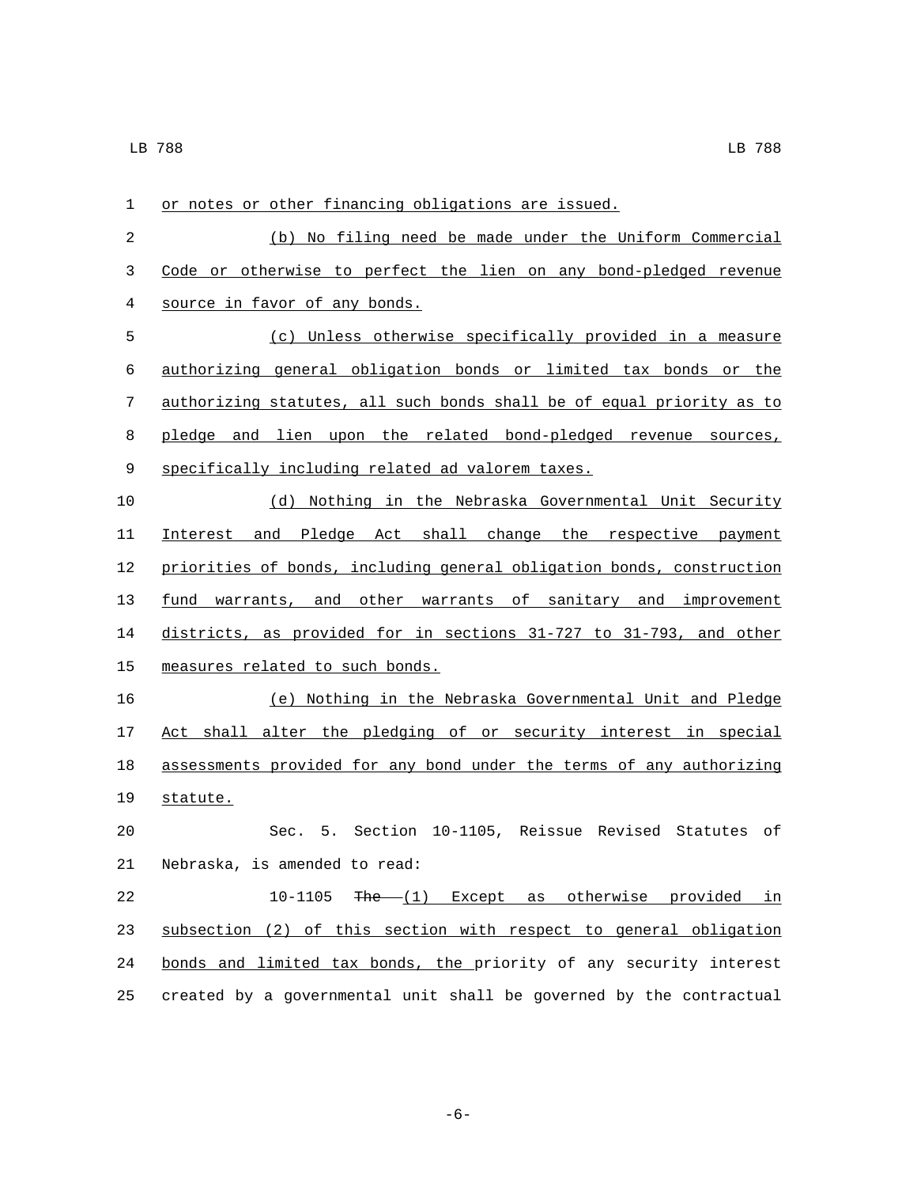or notes or other financing obligations are issued.

(b) No filing need be made under the Uniform Commercial Code or otherwise to perfect the lien on any bond-pledged revenue source in favor of any bonds.

(c) Unless otherwise specifically provided in a measure authorizing general obligation bonds or limited tax bonds or the authorizing statutes, all such bonds shall be of equal priority as to pledge and lien upon the related bond-pledged revenue sources, specifically including related ad valorem taxes.

(d) Nothing in the Nebraska Governmental Unit Security Interest and Pledge Act shall change the respective payment priorities of bonds, including general obligation bonds, construction fund warrants, and other warrants of sanitary and improvement districts, as provided for in sections 31-727 to 31-793, and other measures related to such bonds.

(e) Nothing in the Nebraska Governmental Unit and Pledge Act shall alter the pledging of or security interest in special assessments provided for any bond under the terms of any authorizing statute.

Sec. 5. Section 10-1105, Reissue Revised Statutes of Nebraska, is amended to read:

10-1105 ~~The~~ (1) Except as otherwise provided in subsection (2) of this section with respect to general obligation bonds and limited tax bonds, the priority of any security interest created by a governmental unit shall be governed by the contractual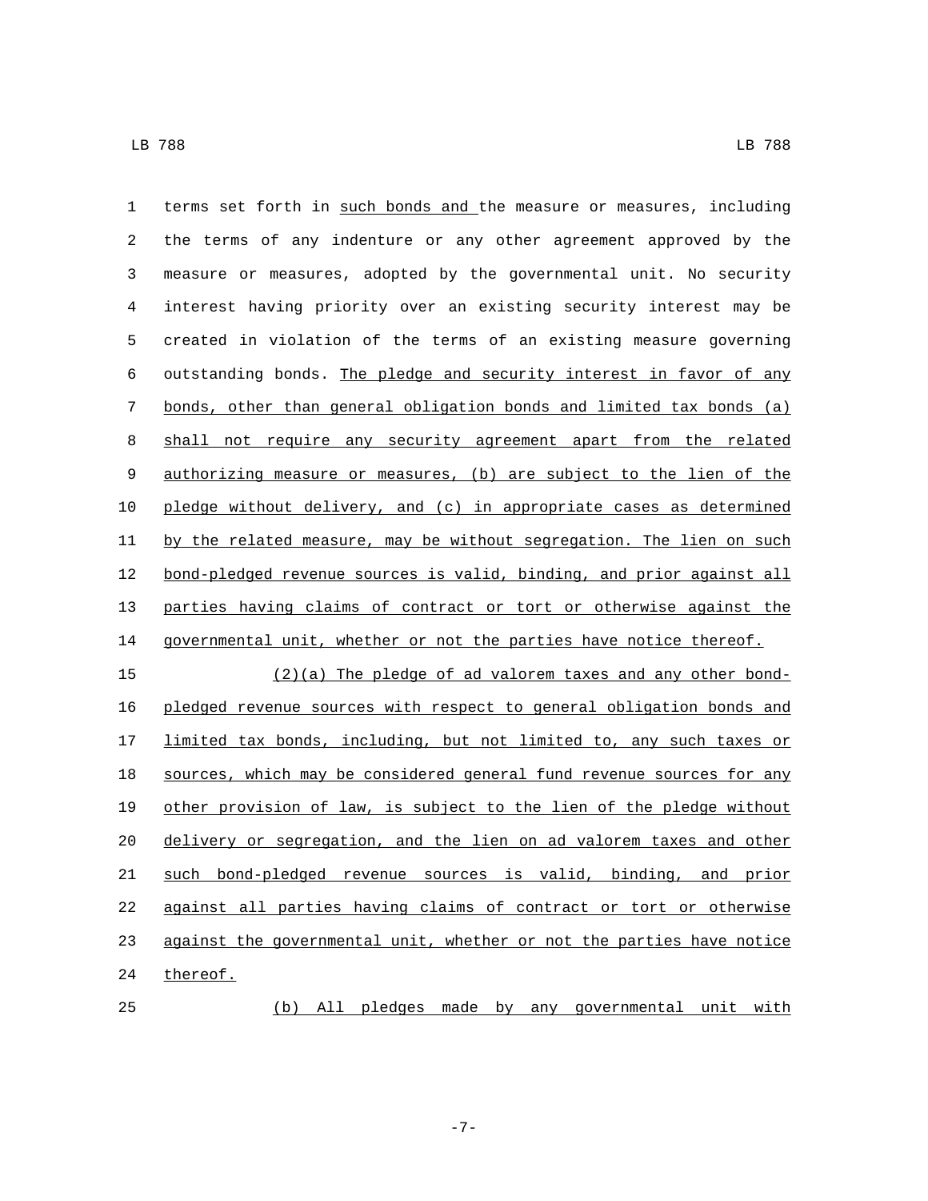terms set forth in such bonds and the measure or measures, including the terms of any indenture or any other agreement approved by the measure or measures, adopted by the governmental unit. No security interest having priority over an existing security interest may be created in violation of the terms of an existing measure governing outstanding bonds. The pledge and security interest in favor of any bonds, other than general obligation bonds and limited tax bonds (a) shall not require any security agreement apart from the related authorizing measure or measures, (b) are subject to the lien of the pledge without delivery, and (c) in appropriate cases as determined by the related measure, may be without segregation. The lien on such bond-pledged revenue sources is valid, binding, and prior against all parties having claims of contract or tort or otherwise against the governmental unit, whether or not the parties have notice thereof.

(2)(a) The pledge of ad valorem taxes and any other bond-pledged revenue sources with respect to general obligation bonds and limited tax bonds, including, but not limited to, any such taxes or sources, which may be considered general fund revenue sources for any other provision of law, is subject to the lien of the pledge without delivery or segregation, and the lien on ad valorem taxes and other such bond-pledged revenue sources is valid, binding, and prior against all parties having claims of contract or tort or otherwise against the governmental unit, whether or not the parties have notice thereof.

(b) All pledges made by any governmental unit with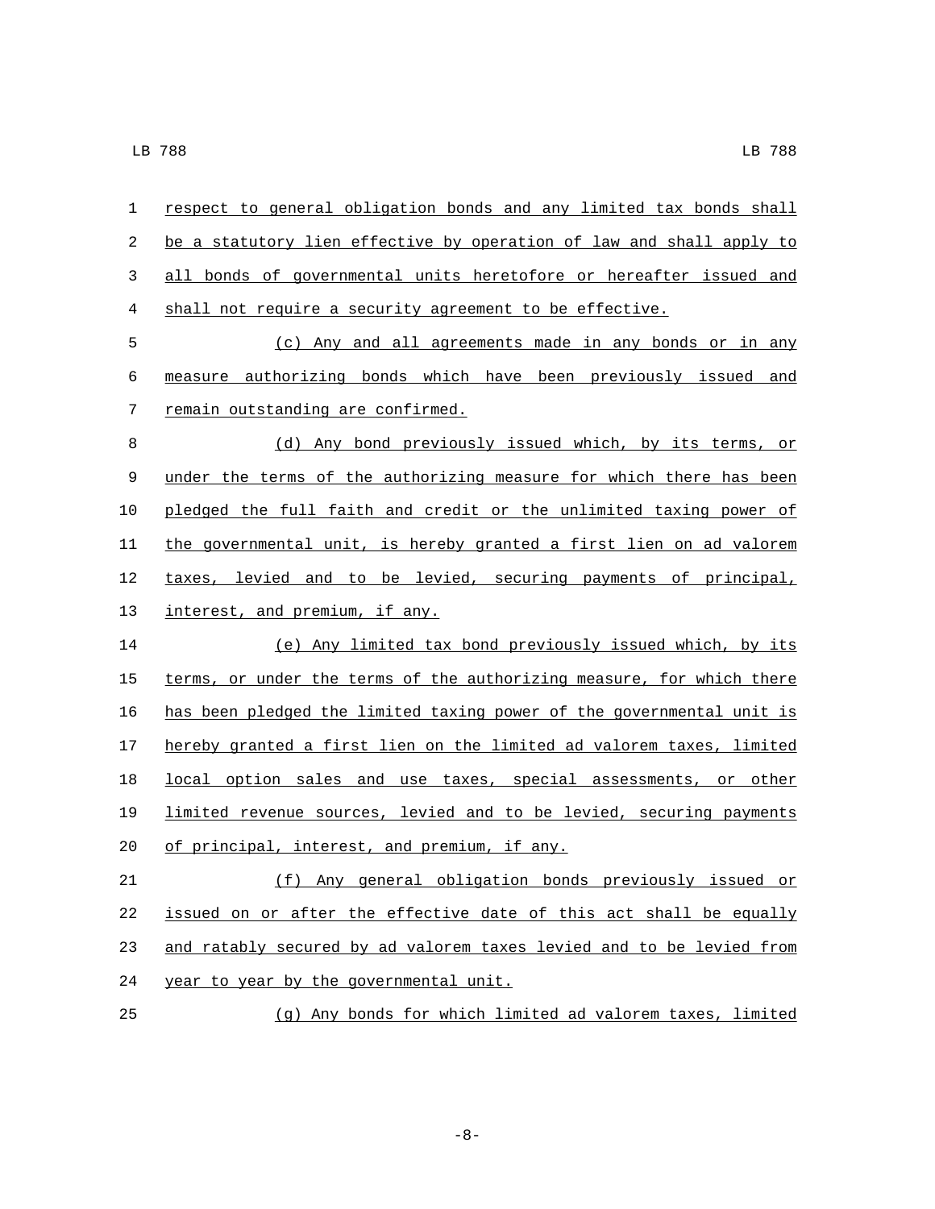respect to general obligation bonds and any limited tax bonds shall be a statutory lien effective by operation of law and shall apply to all bonds of governmental units heretofore or hereafter issued and shall not require a security agreement to be effective.

(c) Any and all agreements made in any bonds or in any measure authorizing bonds which have been previously issued and remain outstanding are confirmed.

(d) Any bond previously issued which, by its terms, or under the terms of the authorizing measure for which there has been pledged the full faith and credit or the unlimited taxing power of the governmental unit, is hereby granted a first lien on ad valorem taxes, levied and to be levied, securing payments of principal, interest, and premium, if any.

(e) Any limited tax bond previously issued which, by its terms, or under the terms of the authorizing measure, for which there has been pledged the limited taxing power of the governmental unit is hereby granted a first lien on the limited ad valorem taxes, limited local option sales and use taxes, special assessments, or other limited revenue sources, levied and to be levied, securing payments of principal, interest, and premium, if any.

(f) Any general obligation bonds previously issued or issued on or after the effective date of this act shall be equally and ratably secured by ad valorem taxes levied and to be levied from year to year by the governmental unit.

(g) Any bonds for which limited ad valorem taxes, limited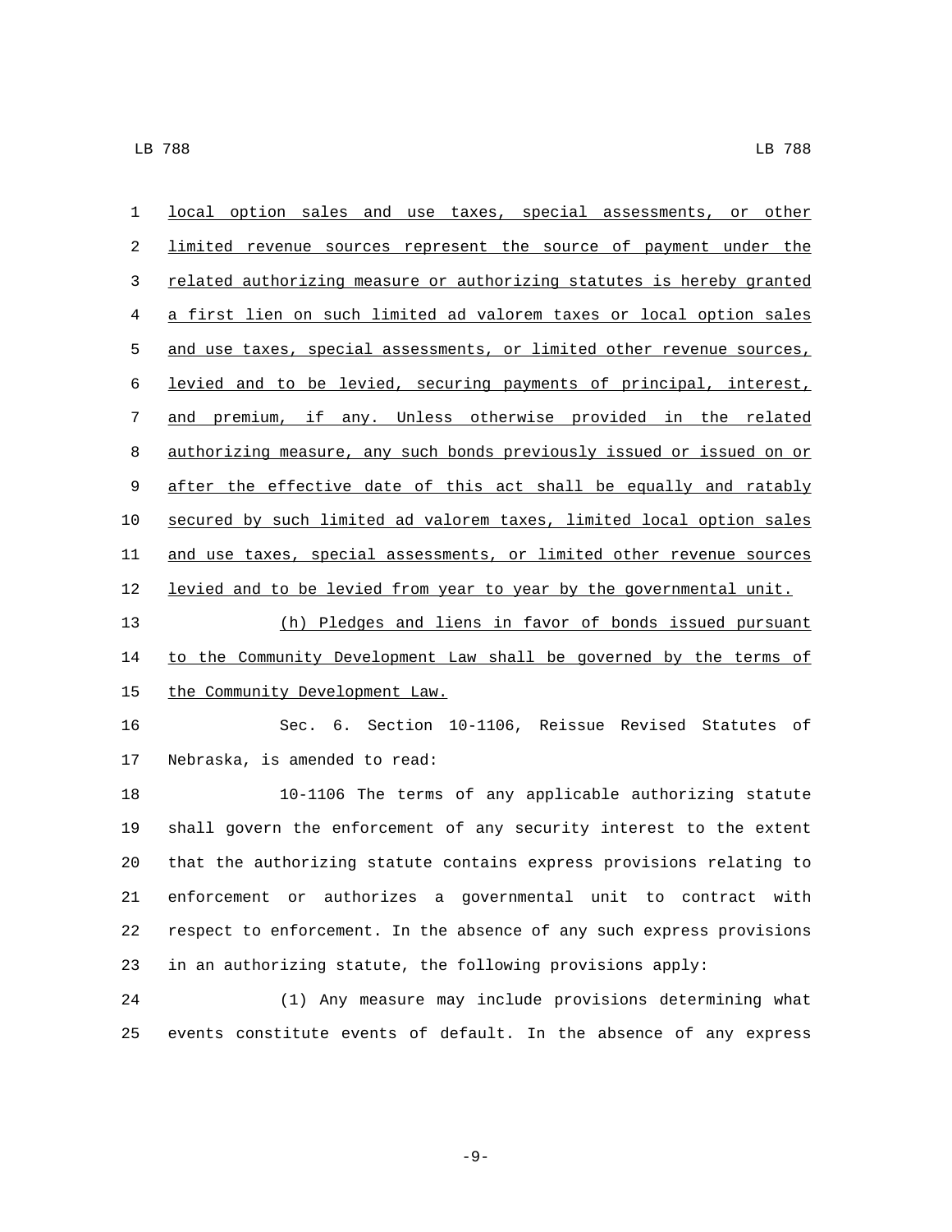local option sales and use taxes, special assessments, or other limited revenue sources represent the source of payment under the related authorizing measure or authorizing statutes is hereby granted a first lien on such limited ad valorem taxes or local option sales and use taxes, special assessments, or limited other revenue sources, levied and to be levied, securing payments of principal, interest, and premium, if any. Unless otherwise provided in the related authorizing measure, any such bonds previously issued or issued on or after the effective date of this act shall be equally and ratably secured by such limited ad valorem taxes, limited local option sales and use taxes, special assessments, or limited other revenue sources levied and to be levied from year to year by the governmental unit.

(h) Pledges and liens in favor of bonds issued pursuant to the Community Development Law shall be governed by the terms of the Community Development Law.

Sec. 6. Section 10-1106, Reissue Revised Statutes of Nebraska, is amended to read:

10-1106 The terms of any applicable authorizing statute shall govern the enforcement of any security interest to the extent that the authorizing statute contains express provisions relating to enforcement or authorizes a governmental unit to contract with respect to enforcement. In the absence of any such express provisions in an authorizing statute, the following provisions apply:

(1) Any measure may include provisions determining what events constitute events of default. In the absence of any express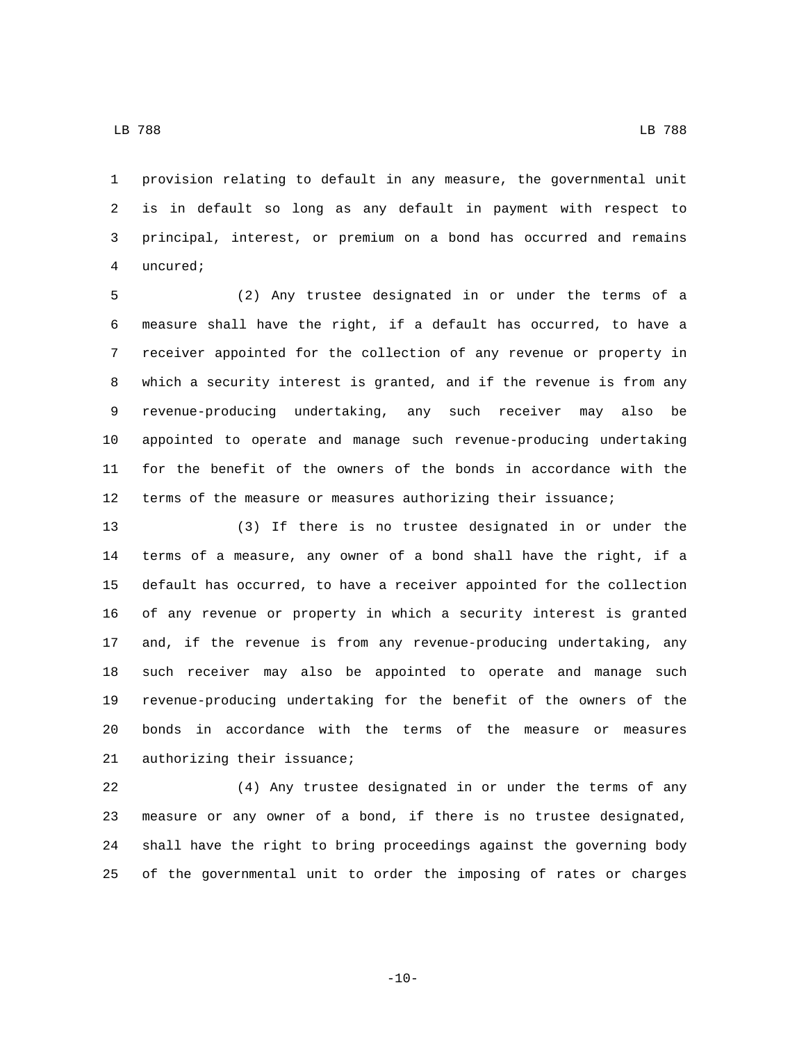provision relating to default in any measure, the governmental unit is in default so long as any default in payment with respect to principal, interest, or premium on a bond has occurred and remains uncured;

(2) Any trustee designated in or under the terms of a measure shall have the right, if a default has occurred, to have a receiver appointed for the collection of any revenue or property in which a security interest is granted, and if the revenue is from any revenue-producing undertaking, any such receiver may also be appointed to operate and manage such revenue-producing undertaking for the benefit of the owners of the bonds in accordance with the terms of the measure or measures authorizing their issuance;

(3) If there is no trustee designated in or under the terms of a measure, any owner of a bond shall have the right, if a default has occurred, to have a receiver appointed for the collection of any revenue or property in which a security interest is granted and, if the revenue is from any revenue-producing undertaking, any such receiver may also be appointed to operate and manage such revenue-producing undertaking for the benefit of the owners of the bonds in accordance with the terms of the measure or measures authorizing their issuance;

(4) Any trustee designated in or under the terms of any measure or any owner of a bond, if there is no trustee designated, shall have the right to bring proceedings against the governing body of the governmental unit to order the imposing of rates or charges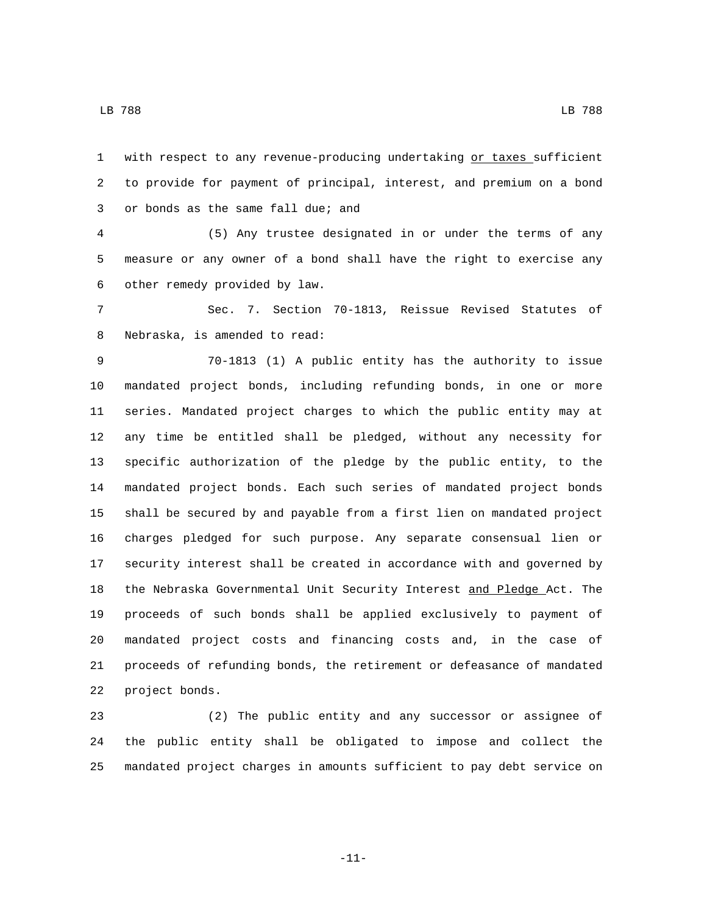with respect to any revenue-producing undertaking <u>or taxes </u>sufficient to provide for payment of principal, interest, and premium on a bond or bonds as the same fall due; and

(5) Any trustee designated in or under the terms of any measure or any owner of a bond shall have the right to exercise any other remedy provided by law.

Sec. 7. Section 70-1813, Reissue Revised Statutes of Nebraska, is amended to read:

70-1813 (1) A public entity has the authority to issue mandated project bonds, including refunding bonds, in one or more series. Mandated project charges to which the public entity may at any time be entitled shall be pledged, without any necessity for specific authorization of the pledge by the public entity, to the mandated project bonds. Each such series of mandated project bonds shall be secured by and payable from a first lien on mandated project charges pledged for such purpose. Any separate consensual lien or security interest shall be created in accordance with and governed by the Nebraska Governmental Unit Security Interest <u>and Pledge </u>Act. The proceeds of such bonds shall be applied exclusively to payment of mandated project costs and financing costs and, in the case of proceeds of refunding bonds, the retirement or defeasance of mandated project bonds.

(2) The public entity and any successor or assignee of the public entity shall be obligated to impose and collect the mandated project charges in amounts sufficient to pay debt service on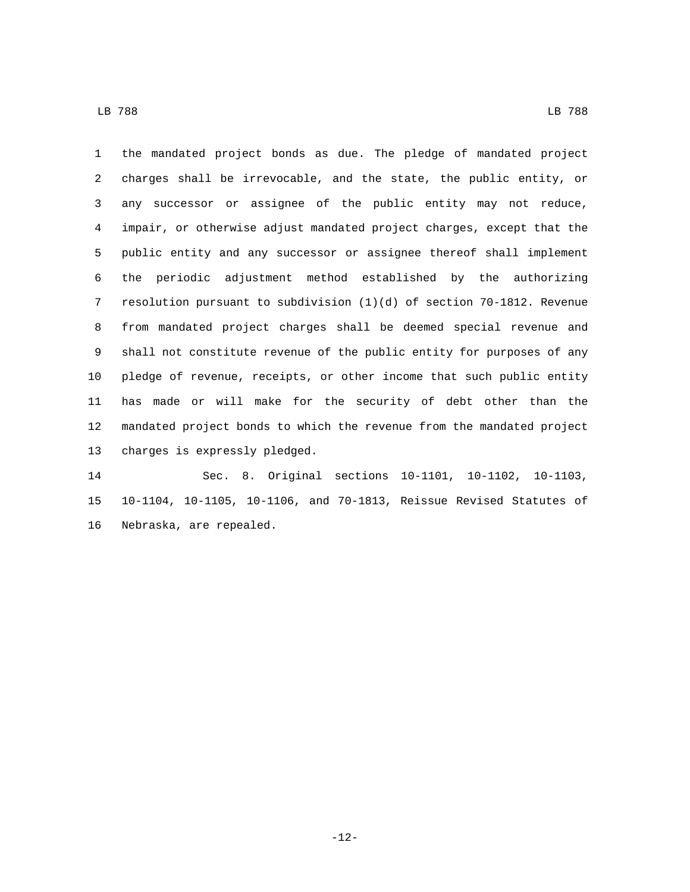the mandated project bonds as due. The pledge of mandated project charges shall be irrevocable, and the state, the public entity, or any successor or assignee of the public entity may not reduce, impair, or otherwise adjust mandated project charges, except that the public entity and any successor or assignee thereof shall implement the periodic adjustment method established by the authorizing resolution pursuant to subdivision (1)(d) of section 70-1812. Revenue from mandated project charges shall be deemed special revenue and shall not constitute revenue of the public entity for purposes of any pledge of revenue, receipts, or other income that such public entity has made or will make for the security of debt other than the mandated project bonds to which the revenue from the mandated project charges is expressly pledged.

Sec. 8. Original sections 10-1101, 10-1102, 10-1103, 10-1104, 10-1105, 10-1106, and 70-1813, Reissue Revised Statutes of Nebraska, are repealed.